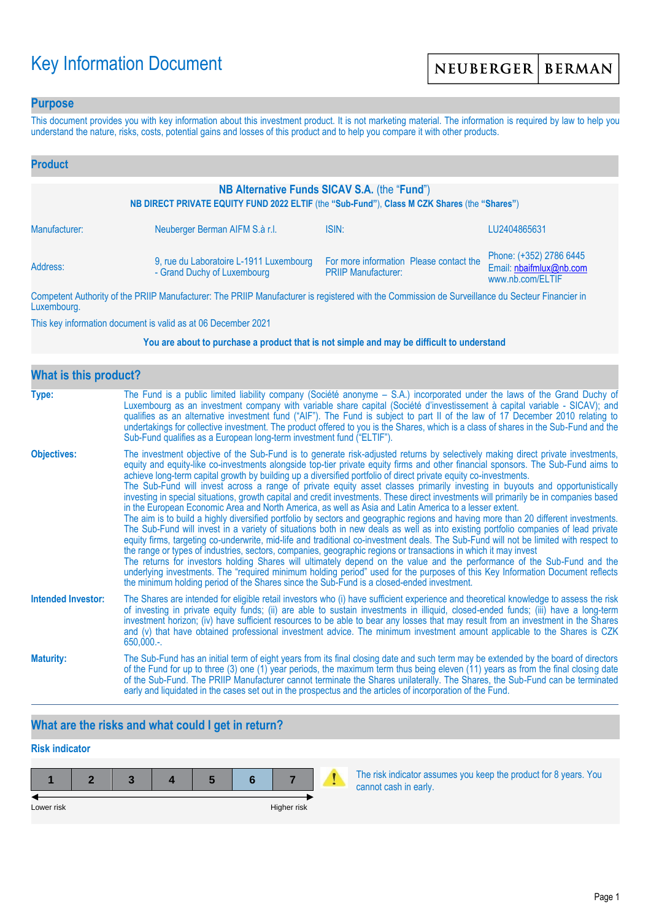# Key Information Document

NEUBERGER | BERMAN

## Purpose

This document provides you with key information about this investment product. It is not marketing material. The information is required by law to help you understand the nature, risks, costs, potential gains and losses of this product and to help you compare it with other products.

## Product

**NB Alternative Funds SICAV S.A.** (the "**Fund**")

**NB DIRECT PRIVATE EQUITY FUND 2022 ELTIF** (the **"Sub-Fund"**), **Class M CZK Shares** (the **"Shares"**)

| | | | |
|---|---|---|---|
| Manufacturer: | Neuberger Berman AIFM S.à r.l. | ISIN: | LU2404865631 |
| Address: | 9, rue du Laboratoire L-1911 Luxembourg - Grand Duchy of Luxembourg | For more information Please contact the PRIIP Manufacturer: | Phone: (+352) 2786 6445<br>Email: nbaifmlux@nb.com<br>www.nb.com/ELTIF |

Competent Authority of the PRIIP Manufacturer: The PRIIP Manufacturer is registered with the Commission de Surveillance du Secteur Financier in Luxembourg.

This key information document is valid as at 06 December 2021

**You are about to purchase a product that is not simple and may be difficult to understand**

## What is this product?

**Type:** The Fund is a public limited liability company (Société anonyme – S.A.) incorporated under the laws of the Grand Duchy of Luxembourg as an investment company with variable share capital (Société d'investissement à capital variable - SICAV); and qualifies as an alternative investment fund ("AIF"). The Fund is subject to part II of the law of 17 December 2010 relating to undertakings for collective investment. The product offered to you is the Shares, which is a class of shares in the Sub-Fund and the Sub-Fund qualifies as a European long-term investment fund ("ELTIF").

**Objectives:** The investment objective of the Sub-Fund is to generate risk-adjusted returns by selectively making direct private investments, equity and equity-like co-investments alongside top-tier private equity firms and other financial sponsors. The Sub-Fund aims to achieve long-term capital growth by building up a diversified portfolio of direct private equity co-investments.
The Sub-Fund will invest across a range of private equity asset classes primarily investing in buyouts and opportunistically investing in special situations, growth capital and credit investments. These direct investments will primarily be in companies based in the European Economic Area and North America, as well as Asia and Latin America to a lesser extent.
The aim is to build a highly diversified portfolio by sectors and geographic regions and having more than 20 different investments. The Sub-Fund will invest in a variety of situations both in new deals as well as into existing portfolio companies of lead private equity firms, targeting co-underwrite, mid-life and traditional co-investment deals. The Sub-Fund will not be limited with respect to the range or types of industries, sectors, companies, geographic regions or transactions in which it may invest
The returns for investors holding Shares will ultimately depend on the value and the performance of the Sub-Fund and the underlying investments. The "required minimum holding period" used for the purposes of this Key Information Document reflects the minimum holding period of the Shares since the Sub-Fund is a closed-ended investment.

**Intended Investor:** The Shares are intended for eligible retail investors who (i) have sufficient experience and theoretical knowledge to assess the risk of investing in private equity funds; (ii) are able to sustain investments in illiquid, closed-ended funds; (iii) have a long-term investment horizon; (iv) have sufficient resources to be able to bear any losses that may result from an investment in the Shares and (v) that have obtained professional investment advice. The minimum investment amount applicable to the Shares is CZK 650,000.-.

**Maturity:** The Sub-Fund has an initial term of eight years from its final closing date and such term may be extended by the board of directors of the Fund for up to three (3) one (1) year periods, the maximum term thus being eleven (11) years as from the final closing date of the Sub-Fund. The PRIIP Manufacturer cannot terminate the Shares unilaterally. The Shares, the Sub-Fund can be terminated early and liquidated in the cases set out in the prospectus and the articles of incorporation of the Fund.

## What are the risks and what could I get in return?

### Risk indicator

| 1 | 2 | 3 | 4 | 5 | **6** | 7 |
|---|---|---|---|---|---|---|

Lower risk ← → Higher risk

The risk indicator assumes you keep the product for 8 years. You cannot cash in early.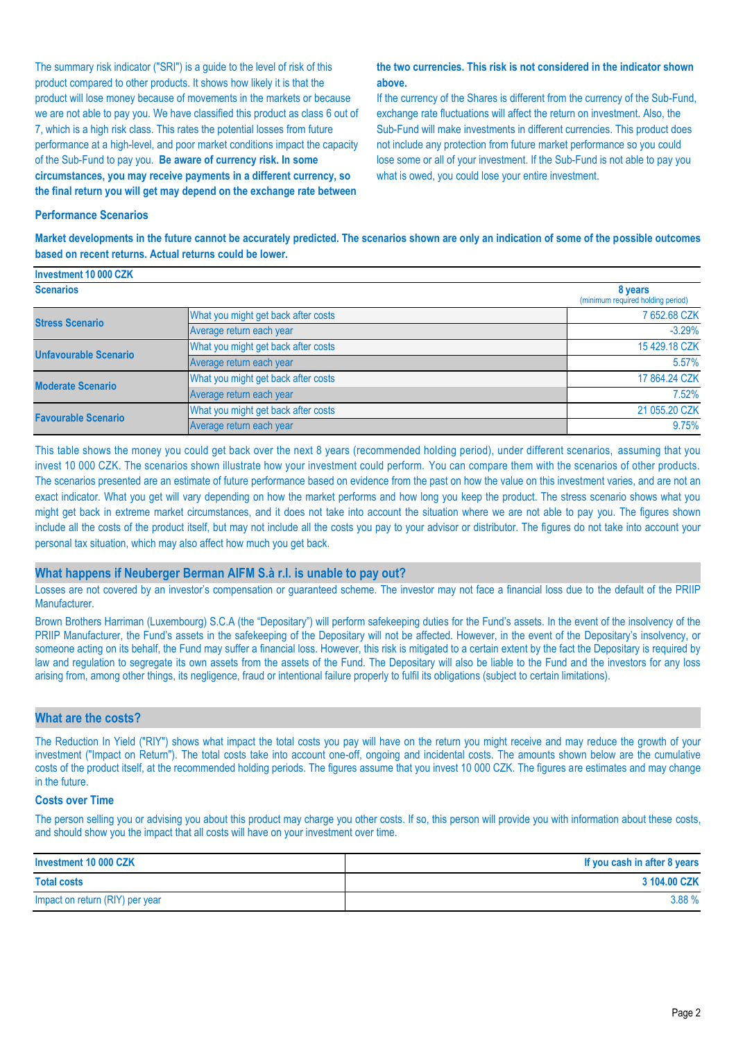The summary risk indicator ("SRI") is a guide to the level of risk of this product compared to other products. It shows how likely it is that the product will lose money because of movements in the markets or because we are not able to pay you. We have classified this product as class 6 out of 7, which is a high risk class. This rates the potential losses from future performance at a high-level, and poor market conditions impact the capacity of the Sub-Fund to pay you. **Be aware of currency risk. In some circumstances, you may receive payments in a different currency, so the final return you will get may depend on the exchange rate between the two currencies. This risk is not considered in the indicator shown above.**

If the currency of the Shares is different from the currency of the Sub-Fund, exchange rate fluctuations will affect the return on investment. Also, the Sub-Fund will make investments in different currencies. This product does not include any protection from future market performance so you could lose some or all of your investment. If the Sub-Fund is not able to pay you what is owed, you could lose your entire investment.

### Performance Scenarios

**Market developments in the future cannot be accurately predicted. The scenarios shown are only an indication of some of the possible outcomes based on recent returns. Actual returns could be lower.**

| Investment 10 000 CZK | | |
|---|---|---|
| **Scenarios** | | **8 years** (minimum required holding period) |
| **Stress Scenario** | What you might get back after costs | 7 652.68 CZK |
| | Average return each year | -3.29% |
| **Unfavourable Scenario** | What you might get back after costs | 15 429.18 CZK |
| | Average return each year | 5.57% |
| **Moderate Scenario** | What you might get back after costs | 17 864.24 CZK |
| | Average return each year | 7.52% |
| **Favourable Scenario** | What you might get back after costs | 21 055.20 CZK |
| | Average return each year | 9.75% |

This table shows the money you could get back over the next 8 years (recommended holding period), under different scenarios, assuming that you invest 10 000 CZK. The scenarios shown illustrate how your investment could perform. You can compare them with the scenarios of other products. The scenarios presented are an estimate of future performance based on evidence from the past on how the value on this investment varies, and are not an exact indicator. What you get will vary depending on how the market performs and how long you keep the product. The stress scenario shows what you might get back in extreme market circumstances, and it does not take into account the situation where we are not able to pay you. The figures shown include all the costs of the product itself, but may not include all the costs you pay to your advisor or distributor. The figures do not take into account your personal tax situation, which may also affect how much you get back.

## What happens if Neuberger Berman AIFM S.à r.l. is unable to pay out?

Losses are not covered by an investor's compensation or guaranteed scheme. The investor may not face a financial loss due to the default of the PRIIP Manufacturer.

Brown Brothers Harriman (Luxembourg) S.C.A (the "Depositary") will perform safekeeping duties for the Fund's assets. In the event of the insolvency of the PRIIP Manufacturer, the Fund's assets in the safekeeping of the Depositary will not be affected. However, in the event of the Depositary's insolvency, or someone acting on its behalf, the Fund may suffer a financial loss. However, this risk is mitigated to a certain extent by the fact the Depositary is required by law and regulation to segregate its own assets from the assets of the Fund. The Depositary will also be liable to the Fund and the investors for any loss arising from, among other things, its negligence, fraud or intentional failure properly to fulfil its obligations (subject to certain limitations).

## What are the costs?

The Reduction In Yield ("RIY") shows what impact the total costs you pay will have on the return you might receive and may reduce the growth of your investment ("Impact on Return"). The total costs take into account one-off, ongoing and incidental costs. The amounts shown below are the cumulative costs of the product itself, at the recommended holding periods. The figures assume that you invest 10 000 CZK. The figures are estimates and may change in the future.

### Costs over Time

The person selling you or advising you about this product may charge you other costs. If so, this person will provide you with information about these costs, and should show you the impact that all costs will have on your investment over time.

| Investment 10 000 CZK | If you cash in after 8 years |
|---|---|
| **Total costs** | **3 104.00 CZK** |
| Impact on return (RIY) per year | 3.88 % |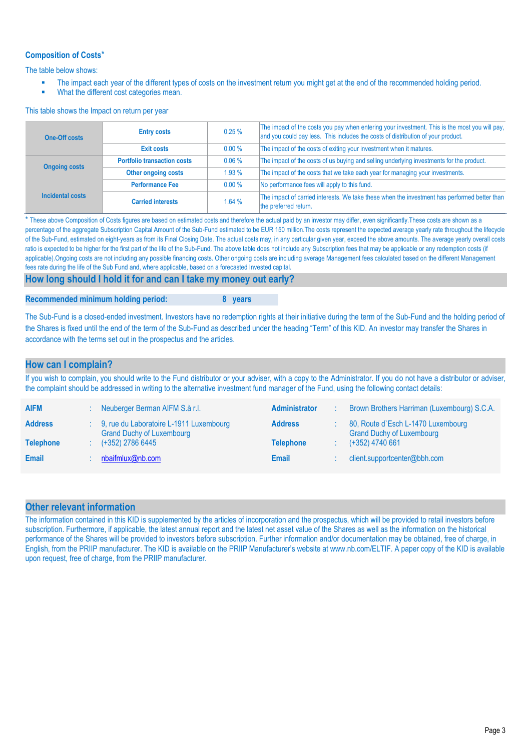### Composition of Costs*

The table below shows:

- The impact each year of the different types of costs on the investment return you might get at the end of the recommended holding period.
- What the different cost categories mean.

This table shows the Impact on return per year

| | | | |
|---|---|---|---|
| **One-Off costs** | **Entry costs** | 0.25 % | The impact of the costs you pay when entering your investment. This is the most you will pay, and you could pay less. This includes the costs of distribution of your product. |
| | **Exit costs** | 0.00 % | The impact of the costs of exiting your investment when it matures. |
| **Ongoing costs** | **Portfolio transaction costs** | 0.06 % | The impact of the costs of us buying and selling underlying investments for the product. |
| | **Other ongoing costs** | 1.93 % | The impact of the costs that we take each year for managing your investments. |
| **Incidental costs** | **Performance Fee** | 0.00 % | No performance fees will apply to this fund. |
| | **Carried interests** | 1.64 % | The impact of carried interests. We take these when the investment has performed better than the preferred return. |

* These above Composition of Costs figures are based on estimated costs and therefore the actual paid by an investor may differ, even significantly.These costs are shown as a percentage of the aggregate Subscription Capital Amount of the Sub-Fund estimated to be EUR 150 million.The costs represent the expected average yearly rate throughout the lifecycle of the Sub-Fund, estimated on eight-years as from its Final Closing Date. The actual costs may, in any particular given year, exceed the above amounts. The average yearly overall costs ratio is expected to be higher for the first part of the life of the Sub-Fund. The above table does not include any Subscription fees that may be applicable or any redemption costs (if applicable).Ongoing costs are not including any possible financing costs. Other ongoing costs are including average Management fees calculated based on the different Management fees rate during the life of the Sub Fund and, where applicable, based on a forecasted Invested capital.

## How long should I hold it for and can I take my money out early?

**Recommended minimum holding period:** **8 years**

The Sub-Fund is a closed-ended investment. Investors have no redemption rights at their initiative during the term of the Sub-Fund and the holding period of the Shares is fixed until the end of the term of the Sub-Fund as described under the heading "Term" of this KID. An investor may transfer the Shares in accordance with the terms set out in the prospectus and the articles.

## How can I complain?

If you wish to complain, you should write to the Fund distributor or your adviser, with a copy to the Administrator. If you do not have a distributor or adviser, the complaint should be addressed in writing to the alternative investment fund manager of the Fund, using the following contact details:

| | | | |
|---|---|---|---|
| **AIFM** | Neuberger Berman AIFM S.à r.l. | **Administrator** | Brown Brothers Harriman (Luxembourg) S.C.A. |
| **Address** | 9, rue du Laboratoire L-1911 Luxembourg Grand Duchy of Luxembourg | **Address** | 80, Route d`Esch L-1470 Luxembourg Grand Duchy of Luxembourg |
| **Telephone** | (+352) 2786 6445 | **Telephone** | (+352) 4740 661 |
| **Email** | nbaifmlux@nb.com | **Email** | client.supportcenter@bbh.com |

## Other relevant information

The information contained in this KID is supplemented by the articles of incorporation and the prospectus, which will be provided to retail investors before subscription. Furthermore, if applicable, the latest annual report and the latest net asset value of the Shares as well as the information on the historical performance of the Shares will be provided to investors before subscription. Further information and/or documentation may be obtained, free of charge, in English, from the PRIIP manufacturer. The KID is available on the PRIIP Manufacturer's website at www.nb.com/ELTIF. A paper copy of the KID is available upon request, free of charge, from the PRIIP manufacturer.